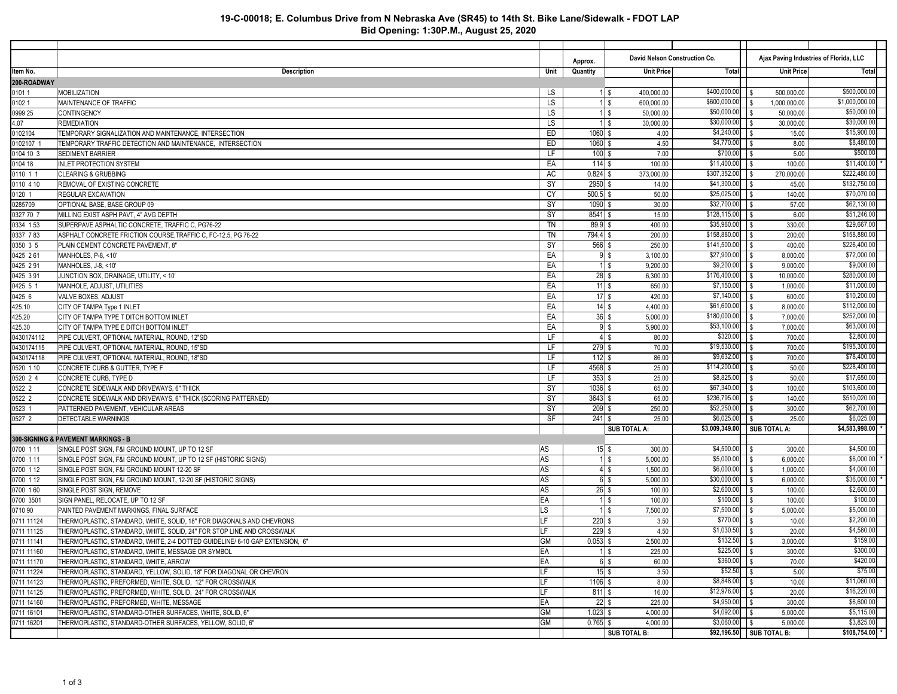# 19-C-00018; E. Columbus Drive from N Nebraska Ave (SR45) to 14th St. Bike Lane/Sidewalk - FDOT LAP

**Bid Opening: 1:30P.M., August 25, 2020**

| | | | Approx. | David Nelson Construction Co. | | Ajax Paving Industries of Florida, LLC | |
|---|---|---|---|---|---|---|---|
| **Item No.** | **Description** | **Unit** | **Quantity** | **Unit Price** | **Total** | **Unit Price** | **Total** |
| **200-ROADWAY** | | | | | | | |
| 0101 1 | MOBILIZATION | LS | 1 | $ 400,000.00 | $400,000.00 | $ 500,000.00 | $500,000.00 |
| 0102 1 | MAINTENANCE OF TRAFFIC | LS | 1 | $ 600,000.00 | $600,000.00 | $ 1,000,000.00 | $1,000,000.00 |
| 0999 25 | CONTINGENCY | LS | 1 | $ 50,000.00 | $50,000.00 | $ 50,000.00 | $50,000.00 |
| 4.07 | REMEDIATION | LS | 1 | $ 30,000.00 | $30,000.00 | $ 30,000.00 | $30,000.00 |
| 0102104 | TEMPORARY SIGNALIZATION AND MAINTENANCE, INTERSECTION | ED | 1060 | $ 4.00 | $4,240.00 | $ 15.00 | $15,900.00 |
| 0102107 1 | TEMPORARY TRAFFIC DETECTION AND MAINTENANCE, INTERSECTION | ED | 1060 | $ 4.50 | $4,770.00 | $ 8.00 | $8,480.00 |
| 0104 10 3 | SEDIMENT BARRIER | LF | 100 | $ 7.00 | $700.00 | $ 5.00 | $500.00 |
| 0104 18 | INLET PROTECTION SYSTEM | EA | 114 | $ 100.00 | $11,400.00 | $ 100.00 | $11,400.00 * |
| 0110 1 1 | CLEARING & GRUBBING | AC | 0.824 | $ 373,000.00 | $307,352.00 | $ 270,000.00 | $222,480.00 |
| 0110 4 10 | REMOVAL OF EXISTING CONCRETE | SY | 2950 | $ 14.00 | $41,300.00 | $ 45.00 | $132,750.00 |
| 0120 1 | REGULAR EXCAVATION | CY | 500.5 | $ 50.00 | $25,025.00 | $ 140.00 | $70,070.00 |
| 0285709 | OPTIONAL BASE, BASE GROUP 09 | SY | 1090 | $ 30.00 | $32,700.00 | $ 57.00 | $62,130.00 |
| 0327 70 7 | MILLING EXIST ASPH PAVT, 4" AVG DEPTH | SY | 8541 | $ 15.00 | $128,115.00 | $ 6.00 | $51,246.00 |
| 0334 1 53 | SUPERPAVE ASPHALTIC CONCRETE, TRAFFIC C, PG76-22 | TN | 89.9 | $ 400.00 | $35,960.00 | $ 330.00 | $29,667.00 |
| 0337 7 83 | ASPHALT CONCRETE FRICTION COURSE,TRAFFIC C, FC-12.5, PG 76-22 | TN | 794.4 | $ 200.00 | $158,880.00 | $ 200.00 | $158,880.00 |
| 0350 3 5 | PLAIN CEMENT CONCRETE PAVEMENT, 8" | SY | 566 | $ 250.00 | $141,500.00 | $ 400.00 | $226,400.00 |
| 0425 2 61 | MANHOLES, P-8, <10' | EA | 9 | $ 3,100.00 | $27,900.00 | $ 8,000.00 | $72,000.00 |
| 0425 2 91 | MANHOLES, J-8, <10' | EA | 1 | $ 9,200.00 | $9,200.00 | $ 9,000.00 | $9,000.00 |
| 0425 3 91 | JUNCTION BOX, DRAINAGE, UTILITY, < 10' | EA | 28 | $ 6,300.00 | $176,400.00 | $ 10,000.00 | $280,000.00 |
| 0425 5 1 | MANHOLE, ADJUST, UTILITIES | EA | 11 | $ 650.00 | $7,150.00 | $ 1,000.00 | $11,000.00 |
| 0425 6 | VALVE BOXES, ADJUST | EA | 17 | $ 420.00 | $7,140.00 | $ 600.00 | $10,200.00 |
| 425.10 | CITY OF TAMPA Type 1 INLET | EA | 14 | $ 4,400.00 | $61,600.00 | $ 8,000.00 | $112,000.00 |
| 425.20 | CITY OF TAMPA TYPE T DITCH BOTTOM INLET | EA | 36 | $ 5,000.00 | $180,000.00 | $ 7,000.00 | $252,000.00 |
| 425.30 | CITY OF TAMPA TYPE E DITCH BOTTOM INLET | EA | 9 | $ 5,900.00 | $53,100.00 | $ 7,000.00 | $63,000.00 |
| 0430174112 | PIPE CULVERT, OPTIONAL MATERIAL, ROUND, 12"SD | LF | 4 | $ 80.00 | $320.00 | $ 700.00 | $2,800.00 |
| 0430174115 | PIPE CULVERT, OPTIONAL MATERIAL, ROUND, 15"SD | LF | 279 | $ 70.00 | $19,530.00 | $ 700.00 | $195,300.00 |
| 0430174118 | PIPE CULVERT, OPTIONAL MATERIAL, ROUND, 18"SD | LF | 112 | $ 86.00 | $9,632.00 | $ 700.00 | $78,400.00 |
| 0520 1 10 | CONCRETE CURB & GUTTER, TYPE F | LF | 4568 | $ 25.00 | $114,200.00 | $ 50.00 | $228,400.00 |
| 0520 2 4 | CONCRETE CURB, TYPE D | LF | 353 | $ 25.00 | $8,825.00 | $ 50.00 | $17,650.00 |
| 0522 2 | CONCRETE SIDEWALK AND DRIVEWAYS, 6" THICK | SY | 1036 | $ 65.00 | $67,340.00 | $ 100.00 | $103,600.00 |
| 0522 2 | CONCRETE SIDEWALK AND DRIVEWAYS, 6" THICK (SCORING PATTERNED) | SY | 3643 | $ 65.00 | $236,795.00 | $ 140.00 | $510,020.00 |
| 0523 1 | PATTERNED PAVEMENT, VEHICULAR AREAS | SY | 209 | $ 250.00 | $52,250.00 | $ 300.00 | $62,700.00 |
| 0527 2 | DETECTABLE WARNINGS | SF | 241 | $ 25.00 | $6,025.00 | $ 25.00 | $6,025.00 |
| | | | | **SUB TOTAL A:** | **$3,009,349.00** | **SUB TOTAL A:** | **$4,583,998.00** * |
| **300-SIGNING & PAVEMENT MARKINGS - B** | | | | | | | |
| 0700 1 11 | SINGLE POST SIGN, F&I GROUND MOUNT, UP TO 12 SF | AS | 15 | $ 300.00 | $4,500.00 | $ 300.00 | $4,500.00 |
| 0700 1 11 | SINGLE POST SIGN, F&I GROUND MOUNT, UP TO 12 SF (HISTORIC SIGNS) | AS | 1 | $ 5,000.00 | $5,000.00 | $ 6,000.00 | $6,000.00 * |
| 0700 1 12 | SINGLE POST SIGN, F&I GROUND MOUNT 12-20 SF | AS | 4 | $ 1,500.00 | $6,000.00 | $ 1,000.00 | $4,000.00 |
| 0700 1 12 | SINGLE POST SIGN, F&I GROUND MOUNT, 12-20 SF (HISTORIC SIGNS) | AS | 6 | $ 5,000.00 | $30,000.00 | $ 6,000.00 | $36,000.00 * |
| 0700 1 60 | SINGLE POST SIGN, REMOVE | AS | 26 | $ 100.00 | $2,600.00 | $ 100.00 | $2,600.00 |
| 0700 3501 | SIGN PANEL, RELOCATE, UP TO 12 SF | EA | 1 | $ 100.00 | $100.00 | $ 100.00 | $100.00 |
| 0710 90 | PAINTED PAVEMENT MARKINGS, FINAL SURFACE | LS | 1 | $ 7,500.00 | $7,500.00 | $ 5,000.00 | $5,000.00 |
| 0711 11124 | THERMOPLASTIC, STANDARD, WHITE, SOLID, 18" FOR DIAGONALS AND CHEVRONS | LF | 220 | $ 3.50 | $770.00 | $ 10.00 | $2,200.00 |
| 0711 11125 | THERMOPLASTIC, STANDARD, WHITE, SOLID, 24" FOR STOP LINE AND CROSSWALK | LF | 229 | $ 4.50 | $1,030.50 | $ 20.00 | $4,580.00 |
| 0711 11141 | THERMOPLASTIC, STANDARD, WHITE, 2-4 DOTTED GUIDELINE/ 6-10 GAP EXTENSION, 6" | GM | 0.053 | $ 2,500.00 | $132.50 | $ 3,000.00 | $159.00 |
| 0711 11160 | THERMOPLASTIC, STANDARD, WHITE, MESSAGE OR SYMBOL | EA | 1 | $ 225.00 | $225.00 | $ 300.00 | $300.00 |
| 0711 11170 | THERMOPLASTIC, STANDARD, WHITE, ARROW | EA | 6 | $ 60.00 | $360.00 | $ 70.00 | $420.00 |
| 0711 11224 | THERMOPLASTIC, STANDARD, YELLOW, SOLID, 18" FOR DIAGONAL OR CHEVRON | LF | 15 | $ 3.50 | $52.50 | $ 5.00 | $75.00 |
| 0711 14123 | THERMOPLASTIC, PREFORMED, WHITE, SOLID, 12" FOR CROSSWALK | LF | 1106 | $ 8.00 | $8,848.00 | $ 10.00 | $11,060.00 |
| 0711 14125 | THERMOPLASTIC, PREFORMED, WHITE, SOLID, 24" FOR CROSSWALK | LF | 811 | $ 16.00 | $12,976.00 | $ 20.00 | $16,220.00 |
| 0711 14160 | THERMOPLASTIC, PREFORMED, WHITE, MESSAGE | EA | 22 | $ 225.00 | $4,950.00 | $ 300.00 | $6,600.00 |
| 0711 16101 | THERMOPLASTIC, STANDARD-OTHER SURFACES, WHITE, SOLID, 6" | GM | 1.023 | $ 4,000.00 | $4,092.00 | $ 5,000.00 | $5,115.00 |
| 0711 16201 | THERMOPLASTIC, STANDARD-OTHER SURFACES, YELLOW, SOLID, 6" | GM | 0.765 | $ 4,000.00 | $3,060.00 | $ 5,000.00 | $3,825.00 |
| | | | | **SUB TOTAL B:** | **$92,196.50** | **SUB TOTAL B:** | **$108,754.00** * |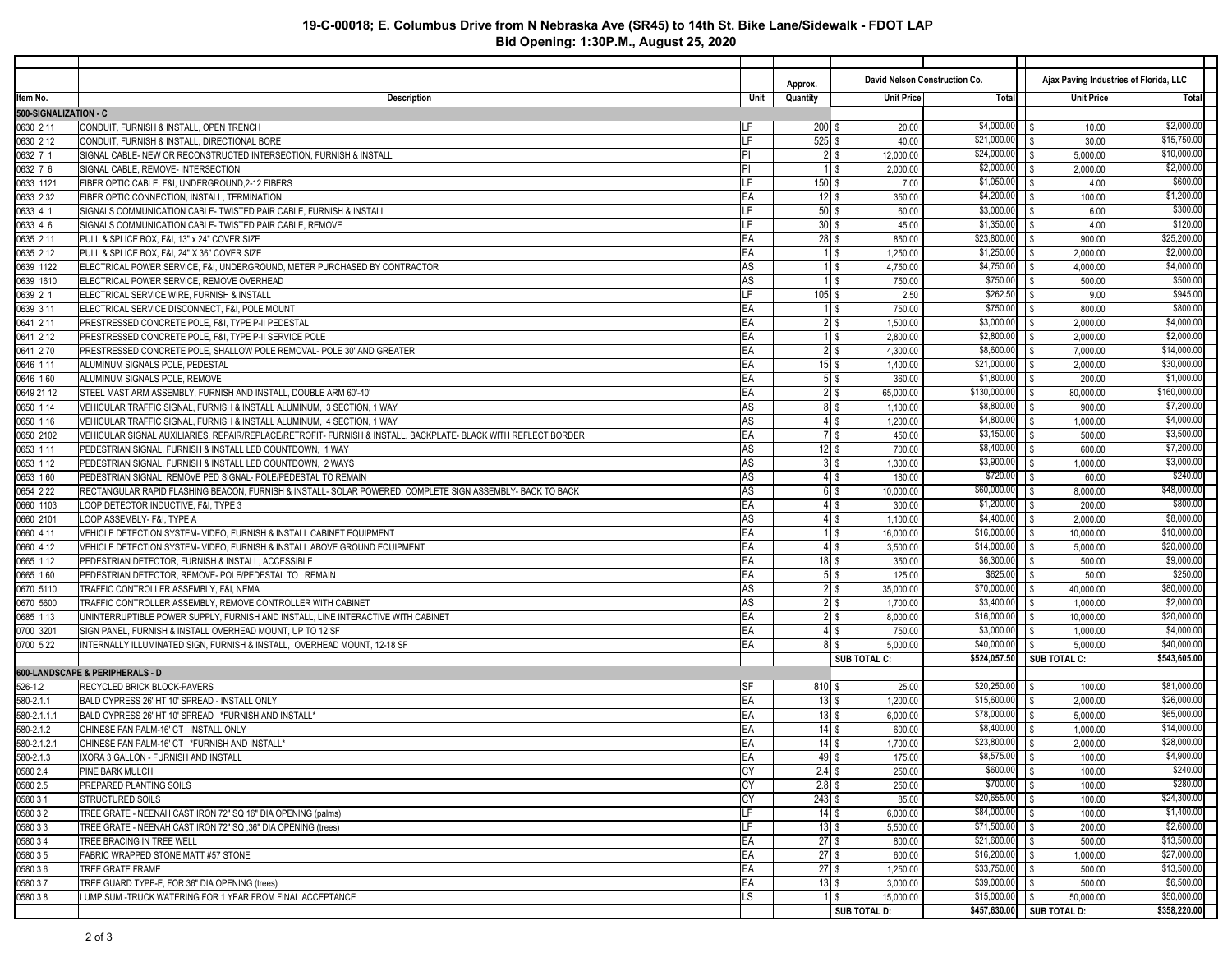# 19-C-00018; E. Columbus Drive from N Nebraska Ave (SR45) to 14th St. Bike Lane/Sidewalk - FDOT LAP

## Bid Opening: 1:30P.M., August 25, 2020

| | | | Approx. | David Nelson Construction Co. | | Ajax Paving Industries of Florida, LLC | |
|---|---|---|---|---|---|---|---|
| Item No. | Description | Unit | Quantity | Unit Price | Total | Unit Price | Total |
| **500-SIGNALIZATION - C** | | | | | | | |
| 0630 2 11 | CONDUIT, FURNISH & INSTALL, OPEN TRENCH | LF | 200 | $ 20.00 | $4,000.00 | $ 10.00 | $2,000.00 |
| 0630 2 12 | CONDUIT, FURNISH & INSTALL, DIRECTIONAL BORE | LF | 525 | $ 40.00 | $21,000.00 | $ 30.00 | $15,750.00 |
| 0632 7 1 | SIGNAL CABLE- NEW OR RECONSTRUCTED INTERSECTION, FURNISH & INSTALL | PI | 2 | $ 12,000.00 | $24,000.00 | $ 5,000.00 | $10,000.00 |
| 0632 7 6 | SIGNAL CABLE, REMOVE- INTERSECTION | PI | 1 | $ 2,000.00 | $2,000.00 | $ 2,000.00 | $2,000.00 |
| 0633 1121 | FIBER OPTIC CABLE, F&I, UNDERGROUND,2-12 FIBERS | LF | 150 | $ 7.00 | $1,050.00 | $ 4.00 | $600.00 |
| 0633 2 32 | FIBER OPTIC CONNECTION, INSTALL, TERMINATION | EA | 12 | $ 350.00 | $4,200.00 | $ 100.00 | $1,200.00 |
| 0633 4 1 | SIGNALS COMMUNICATION CABLE- TWISTED PAIR CABLE, FURNISH & INSTALL | LF | 50 | $ 60.00 | $3,000.00 | $ 6.00 | $300.00 |
| 0633 4 6 | SIGNALS COMMUNICATION CABLE- TWISTED PAIR CABLE, REMOVE | LF | 30 | $ 45.00 | $1,350.00 | $ 4.00 | $120.00 |
| 0635 2 11 | PULL & SPLICE BOX, F&I, 13" x 24" COVER SIZE | EA | 28 | $ 850.00 | $23,800.00 | $ 900.00 | $25,200.00 |
| 0635 2 12 | PULL & SPLICE BOX, F&I, 24" X 36" COVER SIZE | EA | 1 | $ 1,250.00 | $1,250.00 | $ 2,000.00 | $2,000.00 |
| 0639 1122 | ELECTRICAL POWER SERVICE, F&I, UNDERGROUND, METER PURCHASED BY CONTRACTOR | AS | 1 | $ 4,750.00 | $4,750.00 | $ 4,000.00 | $4,000.00 |
| 0639 1610 | ELECTRICAL POWER SERVICE, REMOVE OVERHEAD | AS | 1 | $ 750.00 | $750.00 | $ 500.00 | $500.00 |
| 0639 2 1 | ELECTRICAL SERVICE WIRE, FURNISH & INSTALL | LF | 105 | $ 2.50 | $262.50 | $ 9.00 | $945.00 |
| 0639 3 11 | ELECTRICAL SERVICE DISCONNECT, F&I, POLE MOUNT | EA | 1 | $ 750.00 | $750.00 | $ 800.00 | $800.00 |
| 0641 2 11 | PRESTRESSED CONCRETE POLE, F&I, TYPE P-II PEDESTAL | EA | 2 | $ 1,500.00 | $3,000.00 | $ 2,000.00 | $4,000.00 |
| 0641 2 12 | PRESTRESSED CONCRETE POLE, F&I, TYPE P-II SERVICE POLE | EA | 1 | $ 2,800.00 | $2,800.00 | $ 2,000.00 | $2,000.00 |
| 0641 2 70 | PRESTRESSED CONCRETE POLE, SHALLOW POLE REMOVAL- POLE 30' AND GREATER | EA | 2 | $ 4,300.00 | $8,600.00 | $ 7,000.00 | $14,000.00 |
| 0646 1 11 | ALUMINUM SIGNALS POLE, PEDESTAL | EA | 15 | $ 1,400.00 | $21,000.00 | $ 2,000.00 | $30,000.00 |
| 0646 1 60 | ALUMINUM SIGNALS POLE, REMOVE | EA | 5 | $ 360.00 | $1,800.00 | $ 200.00 | $1,000.00 |
| 0649 21 12 | STEEL MAST ARM ASSEMBLY, FURNISH AND INSTALL, DOUBLE ARM 60'-40' | EA | 2 | $ 65,000.00 | $130,000.00 | $ 80,000.00 | $160,000.00 |
| 0650 1 14 | VEHICULAR TRAFFIC SIGNAL, FURNISH & INSTALL ALUMINUM, 3 SECTION, 1 WAY | AS | 8 | $ 1,100.00 | $8,800.00 | $ 900.00 | $7,200.00 |
| 0650 1 16 | VEHICULAR TRAFFIC SIGNAL, FURNISH & INSTALL ALUMINUM, 4 SECTION, 1 WAY | AS | 4 | $ 1,200.00 | $4,800.00 | $ 1,000.00 | $4,000.00 |
| 0650 2102 | VEHICULAR SIGNAL AUXILIARIES, REPAIR/REPLACE/RETROFIT- FURNISH & INSTALL, BACKPLATE- BLACK WITH REFLECT BORDER | EA | 7 | $ 450.00 | $3,150.00 | $ 500.00 | $3,500.00 |
| 0653 1 11 | PEDESTRIAN SIGNAL, FURNISH & INSTALL LED COUNTDOWN, 1 WAY | AS | 12 | $ 700.00 | $8,400.00 | $ 600.00 | $7,200.00 |
| 0653 1 12 | PEDESTRIAN SIGNAL, FURNISH & INSTALL LED COUNTDOWN, 2 WAYS | AS | 3 | $ 1,300.00 | $3,900.00 | $ 1,000.00 | $3,000.00 |
| 0653 1 60 | PEDESTRIAN SIGNAL, REMOVE PED SIGNAL- POLE/PEDESTAL TO REMAIN | AS | 4 | $ 180.00 | $720.00 | $ 60.00 | $240.00 |
| 0654 2 22 | RECTANGULAR RAPID FLASHING BEACON, FURNISH & INSTALL- SOLAR POWERED, COMPLETE SIGN ASSEMBLY- BACK TO BACK | AS | 6 | $ 10,000.00 | $60,000.00 | $ 8,000.00 | $48,000.00 |
| 0660 1103 | LOOP DETECTOR INDUCTIVE, F&I, TYPE 3 | EA | 4 | $ 300.00 | $1,200.00 | $ 200.00 | $800.00 |
| 0660 2101 | LOOP ASSEMBLY- F&I, TYPE A | AS | 4 | $ 1,100.00 | $4,400.00 | $ 2,000.00 | $8,000.00 |
| 0660 4 11 | VEHICLE DETECTION SYSTEM- VIDEO, FURNISH & INSTALL CABINET EQUIPMENT | EA | 1 | $ 16,000.00 | $16,000.00 | $ 10,000.00 | $10,000.00 |
| 0660 4 12 | VEHICLE DETECTION SYSTEM- VIDEO, FURNISH & INSTALL ABOVE GROUND EQUIPMENT | EA | 4 | $ 3,500.00 | $14,000.00 | $ 5,000.00 | $20,000.00 |
| 0665 1 12 | PEDESTRIAN DETECTOR, FURNISH & INSTALL, ACCESSIBLE | EA | 18 | $ 350.00 | $6,300.00 | $ 500.00 | $9,000.00 |
| 0665 1 60 | PEDESTRIAN DETECTOR, REMOVE- POLE/PEDESTAL TO REMAIN | EA | 5 | $ 125.00 | $625.00 | $ 50.00 | $250.00 |
| 0670 5110 | TRAFFIC CONTROLLER ASSEMBLY, F&I, NEMA | AS | 2 | $ 35,000.00 | $70,000.00 | $ 40,000.00 | $80,000.00 |
| 0670 5600 | TRAFFIC CONTROLLER ASSEMBLY, REMOVE CONTROLLER WITH CABINET | AS | 2 | $ 1,700.00 | $3,400.00 | $ 1,000.00 | $2,000.00 |
| 0685 1 13 | UNINTERRUPTIBLE POWER SUPPLY, FURNISH AND INSTALL, LINE INTERACTIVE WITH CABINET | EA | 2 | $ 8,000.00 | $16,000.00 | $ 10,000.00 | $20,000.00 |
| 0700 3201 | SIGN PANEL, FURNISH & INSTALL OVERHEAD MOUNT, UP TO 12 SF | EA | 4 | $ 750.00 | $3,000.00 | $ 1,000.00 | $4,000.00 |
| 0700 5 22 | INTERNALLY ILLUMINATED SIGN, FURNISH & INSTALL, OVERHEAD MOUNT, 12-18 SF | EA | 8 | $ 5,000.00 | $40,000.00 | $ 5,000.00 | $40,000.00 |
| | | | | SUB TOTAL C: | $524,057.50 | SUB TOTAL C: | $543,605.00 |
| **600-LANDSCAPE & PERIPHERALS - D** | | | | | | | |
| 526-1.2 | RECYCLED BRICK BLOCK-PAVERS | SF | 810 | $ 25.00 | $20,250.00 | $ 100.00 | $81,000.00 |
| 580-2.1.1 | BALD CYPRESS 26' HT 10' SPREAD - INSTALL ONLY | EA | 13 | $ 1,200.00 | $15,600.00 | $ 2,000.00 | $26,000.00 |
| 580-2.1.1.1 | BALD CYPRESS 26' HT 10' SPREAD *FURNISH AND INSTALL* | EA | 13 | $ 6,000.00 | $78,000.00 | $ 5,000.00 | $65,000.00 |
| 580-2.1.2 | CHINESE FAN PALM-16' CT INSTALL ONLY | EA | 14 | $ 600.00 | $8,400.00 | $ 1,000.00 | $14,000.00 |
| 580-2.1.2.1 | CHINESE FAN PALM-16' CT *FURNISH AND INSTALL* | EA | 14 | $ 1,700.00 | $23,800.00 | $ 2,000.00 | $28,000.00 |
| 580-2.1.3 | IXORA 3 GALLON - FURNISH AND INSTALL | EA | 49 | $ 175.00 | $8,575.00 | $ 100.00 | $4,900.00 |
| 0580 2.4 | PINE BARK MULCH | CY | 2.4 | $ 250.00 | $600.00 | $ 100.00 | $240.00 |
| 0580 2.5 | PREPARED PLANTING SOILS | CY | 2.8 | $ 250.00 | $700.00 | $ 100.00 | $280.00 |
| 0580 3 1 | STRUCTURED SOILS | CY | 243 | $ 85.00 | $20,655.00 | $ 100.00 | $24,300.00 |
| 0580 3 2 | TREE GRATE - NEENAH CAST IRON 72" SQ 16" DIA OPENING (palms) | LF | 14 | $ 6,000.00 | $84,000.00 | $ 100.00 | $1,400.00 |
| 0580 3 3 | TREE GRATE - NEENAH CAST IRON 72" SQ ,36" DIA OPENING (trees) | LF | 13 | $ 5,500.00 | $71,500.00 | $ 200.00 | $2,600.00 |
| 0580 3 4 | TREE BRACING IN TREE WELL | EA | 27 | $ 800.00 | $21,600.00 | $ 500.00 | $13,500.00 |
| 0580 3 5 | FABRIC WRAPPED STONE MATT #57 STONE | EA | 27 | $ 600.00 | $16,200.00 | $ 1,000.00 | $27,000.00 |
| 0580 3 6 | TREE GRATE FRAME | EA | 27 | $ 1,250.00 | $33,750.00 | $ 500.00 | $13,500.00 |
| 0580 3 7 | TREE GUARD TYPE-E, FOR 36" DIA OPENING (trees) | EA | 13 | $ 3,000.00 | $39,000.00 | $ 500.00 | $6,500.00 |
| 0580 3 8 | LUMP SUM -TRUCK WATERING FOR 1 YEAR FROM FINAL ACCEPTANCE | LS | 1 | $ 15,000.00 | $15,000.00 | $ 50,000.00 | $50,000.00 |
| | | | | SUB TOTAL D: | $457,630.00 | SUB TOTAL D: | $358,220.00 |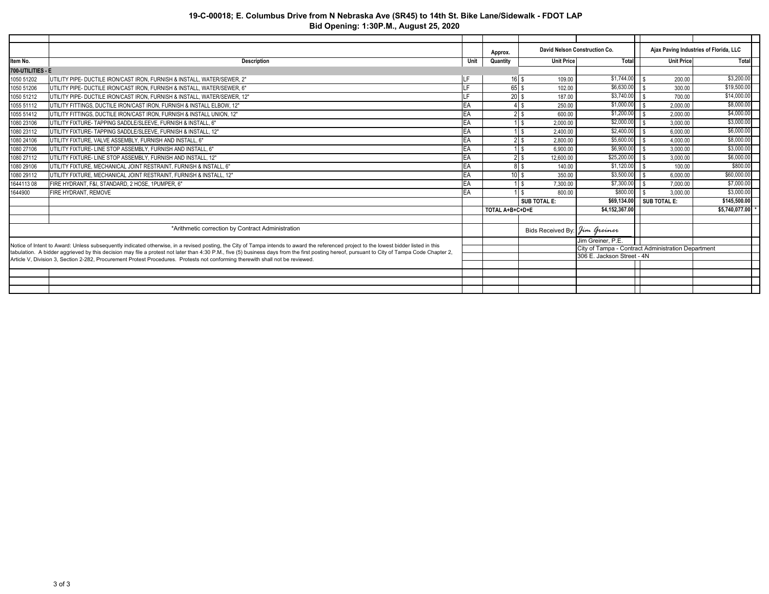# 19-C-00018; E. Columbus Drive from N Nebraska Ave (SR45) to 14th St. Bike Lane/Sidewalk - FDOT LAP

## Bid Opening: 1:30P.M., August 25, 2020

| | | | Approx. | David Nelson Construction Co. | | Ajax Paving Industries of Florida, LLC | |
|---|---|---|---|---|---|---|---|
| Item No. | Description | Unit | Quantity | Unit Price | Total | Unit Price | Total |
| **700-UTILITIES - E** | | | | | | | |
| 1050 51202 | UTILITY PIPE- DUCTILE IRON/CAST IRON, FURNISH & INSTALL, WATER/SEWER, 2" | LF | 16 | $ 109.00 | $1,744.00 | $ 200.00 | $3,200.00 |
| 1050 51206 | UTILITY PIPE- DUCTILE IRON/CAST IRON, FURNISH & INSTALL, WATER/SEWER, 6" | LF | 65 | $ 102.00 | $6,630.00 | $ 300.00 | $19,500.00 |
| 1050 51212 | UTILITY PIPE- DUCTILE IRON/CAST IRON, FURNISH & INSTALL, WATER/SEWER, 12" | LF | 20 | $ 187.00 | $3,740.00 | $ 700.00 | $14,000.00 |
| 1055 51112 | UTILITY FITTINGS, DUCTILE IRON/CAST IRON, FURNISH & INSTALL ELBOW, 12" | EA | 4 | $ 250.00 | $1,000.00 | $ 2,000.00 | $8,000.00 |
| 1055 51412 | UTILITY FITTINGS, DUCTILE IRON/CAST IRON, FURNISH & INSTALL UNION, 12" | EA | 2 | $ 600.00 | $1,200.00 | $ 2,000.00 | $4,000.00 |
| 1080 23106 | UTILITY FIXTURE- TAPPING SADDLE/SLEEVE, FURNISH & INSTALL, 6" | EA | 1 | $ 2,000.00 | $2,000.00 | $ 3,000.00 | $3,000.00 |
| 1080 23112 | UTILITY FIXTURE- TAPPING SADDLE/SLEEVE, FURNISH & INSTALL, 12" | EA | 1 | $ 2,400.00 | $2,400.00 | $ 6,000.00 | $6,000.00 |
| 1080 24106 | UTILITY FIXTURE, VALVE ASSEMBLY, FURNISH AND INSTALL, 6" | EA | 2 | $ 2,800.00 | $5,600.00 | $ 4,000.00 | $8,000.00 |
| 1080 27106 | UTILITY FIXTURE- LINE STOP ASSEMBLY, FURNISH AND INSTALL, 6" | EA | 1 | $ 6,900.00 | $6,900.00 | $ 3,000.00 | $3,000.00 |
| 1080 27112 | UTILITY FIXTURE- LINE STOP ASSEMBLY, FURNISH AND INSTALL, 12" | EA | 2 | $ 12,600.00 | $25,200.00 | $ 3,000.00 | $6,000.00 |
| 1080 29106 | UTILITY FIXTURE, MECHANICAL JOINT RESTRAINT, FURNISH & INSTALL, 6" | EA | 8 | $ 140.00 | $1,120.00 | $ 100.00 | $800.00 |
| 1080 29112 | UTILITY FIXTURE, MECHANICAL JOINT RESTRAINT, FURNISH & INSTALL, 12" | EA | 10 | $ 350.00 | $3,500.00 | $ 6,000.00 | $60,000.00 |
| 1644113 08 | FIRE HYDRANT, F&I, STANDARD, 2 HOSE, 1PUMPER, 6" | EA | 1 | $ 7,300.00 | $7,300.00 | $ 7,000.00 | $7,000.00 |
| 1644900 | FIRE HYDRANT, REMOVE | EA | 1 | $ 800.00 | $800.00 | $ 3,000.00 | $3,000.00 |
| | | | | SUB TOTAL E: | $69,134.00 | SUB TOTAL E: | $145,500.00 |
| | | | TOTAL A+B+C+D+E | | $4,152,367.00 | | $5,740,077.00 * |

*Arithmetic correction by Contract Administration

Bids Received By: *Jim Greiner*

Jim Greiner, P.E.
City of Tampa - Contract Administration Department
306 E. Jackson Street - 4N

Notice of Intent to Award: Unless subsequently indicated otherwise, in a revised posting, the City of Tampa intends to award the referenced project to the lowest bidder listed in this tabulation. A bidder aggrieved by this decision may file a protest not later than 4:30 P.M., five (5) business days from the first posting hereof, pursuant to City of Tampa Code Chapter 2, Article V, Division 3, Section 2-282, Procurement Protest Procedures. Protests not conforming therewith shall not be reviewed.